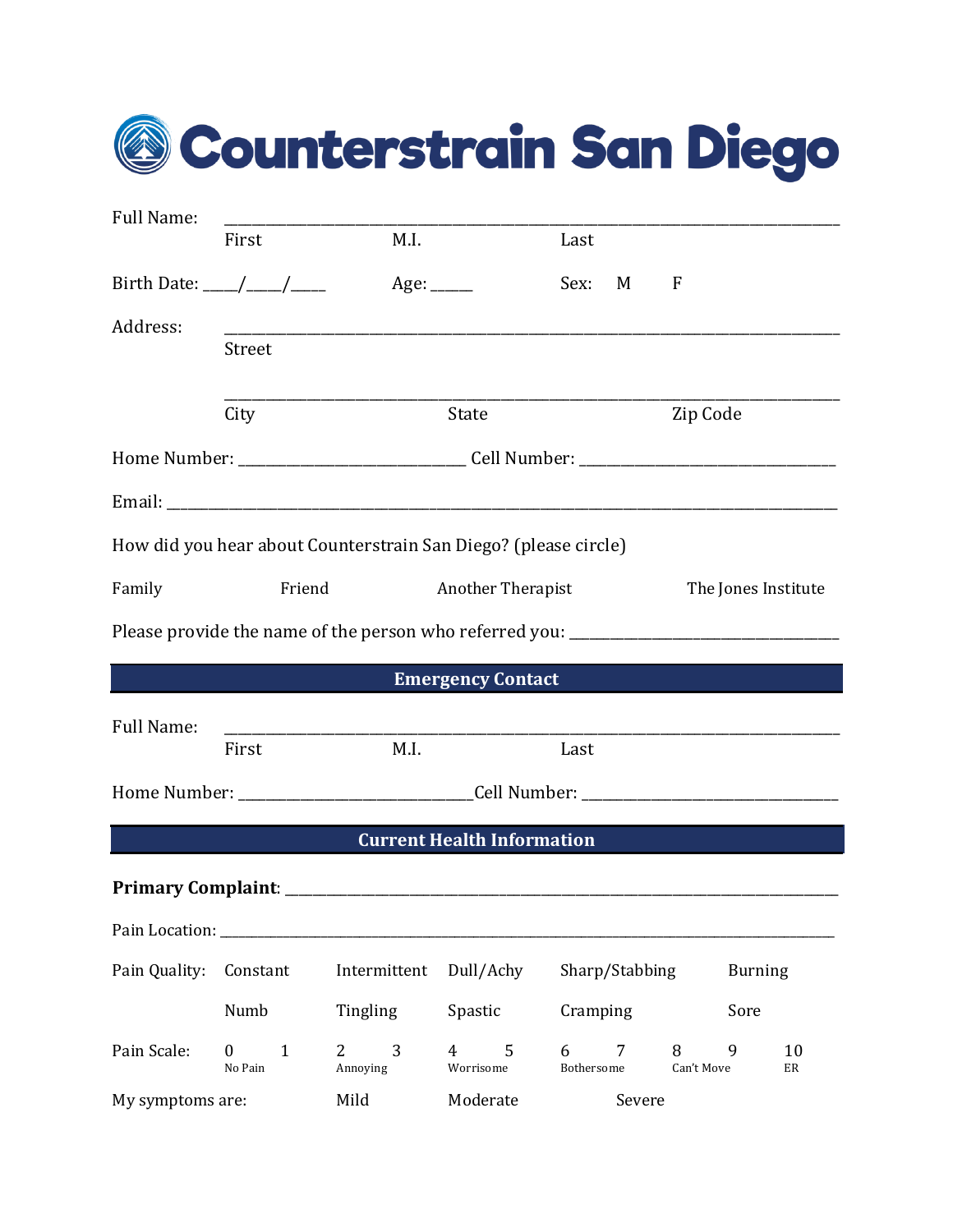# Counterstrain San Diego

Full Name: \_\_\_\_\_\_\_\_\_\_\_\_\_\_\_\_\_\_\_\_\_\_\_\_\_\_\_\_\_\_\_\_\_\_\_\_\_\_\_\_\_\_\_\_\_\_\_\_\_\_\_\_\_\_\_\_\_\_\_\_\_\_\_\_\_\_\_\_\_\_\_\_\_\_

First M.I. Last

Birth Date: \_\_\_\_/\_\_\_\_/\_\_\_\_ Age: \_\_\_\_\_ Sex: M F

Address: \_\_\_\_\_\_\_\_\_\_\_\_\_\_\_\_\_\_\_\_\_\_\_\_\_\_\_\_\_\_\_\_\_\_\_\_\_\_\_\_\_\_\_\_\_\_\_\_\_\_\_\_\_\_\_\_\_\_\_\_\_\_\_\_\_\_\_\_\_\_\_\_\_\_

Street

\_\_\_\_\_\_\_\_\_\_\_\_\_\_\_\_\_\_\_\_\_\_\_\_\_\_\_\_\_\_\_\_\_\_\_\_\_\_\_\_\_\_\_\_\_\_\_\_\_\_\_\_\_\_\_\_\_\_\_\_\_\_\_\_\_\_\_\_\_\_\_\_\_\_

City State Zip Code

Home Number: \_\_\_\_\_\_\_\_\_\_\_\_\_\_\_\_\_\_\_\_\_\_\_\_\_\_\_\_\_ Cell Number: \_\_\_\_\_\_\_\_\_\_\_\_\_\_\_\_\_\_\_\_\_\_\_\_\_\_\_\_\_\_\_\_\_

Email: \_\_\_\_\_\_\_\_\_\_\_\_\_\_\_\_\_\_\_\_\_\_\_\_\_\_\_\_\_\_\_\_\_\_\_\_\_\_\_\_\_\_\_\_\_\_\_\_\_\_\_\_\_\_\_\_\_\_\_\_\_\_\_\_\_\_\_\_\_\_\_\_\_\_\_\_\_\_\_\_\_\_

How did you hear about Counterstrain San Diego? (please circle)

Family Friend Another Therapist The Jones Institute

Please provide the name of the person who referred you: \_\_\_\_\_\_\_\_\_\_\_\_\_\_\_\_\_\_\_\_\_\_\_\_\_\_\_\_\_\_\_\_\_\_\_

## Emergency Contact

Full Name: \_\_\_\_\_\_\_\_\_\_\_\_\_\_\_\_\_\_\_\_\_\_\_\_\_\_\_\_\_\_\_\_\_\_\_\_\_\_\_\_\_\_\_\_\_\_\_\_\_\_\_\_\_\_\_\_\_\_\_\_\_\_\_\_\_\_\_\_\_\_\_\_\_\_

First M.I. Last

Home Number: \_\_\_\_\_\_\_\_\_\_\_\_\_\_\_\_\_\_\_\_\_\_\_\_\_\_\_\_\_\_Cell Number: \_\_\_\_\_\_\_\_\_\_\_\_\_\_\_\_\_\_\_\_\_\_\_\_\_\_\_\_\_\_\_\_\_

## Current Health Information

**Primary Complaint**: \_\_\_\_\_\_\_\_\_\_\_\_\_\_\_\_\_\_\_\_\_\_\_\_\_\_\_\_\_\_\_\_\_\_\_\_\_\_\_\_\_\_\_\_\_\_\_\_\_\_\_\_\_\_\_\_\_\_\_\_\_\_\_\_\_\_\_\_\_

Pain Location: \_\_\_\_\_\_\_\_\_\_\_\_\_\_\_\_\_\_\_\_\_\_\_\_\_\_\_\_\_\_\_\_\_\_\_\_\_\_\_\_\_\_\_\_\_\_\_\_\_\_\_\_\_\_\_\_\_\_\_\_\_\_\_\_\_\_\_\_\_\_\_\_\_\_\_\_\_

Pain Quality: Constant Intermittent Dull/Achy Sharp/Stabbing Burning

Numb Tingling Spastic Cramping Sore

| Pain Scale: | 0 | 1 | 2 | 3 | 4 | 5 | 6 | 7 | 8 | 9 | 10 |
|---|---|---|---|---|---|---|---|---|---|---|---|
| | No Pain | | Annoying | | Worrisome | | Bothersome | | Can't Move | | ER |

My symptoms are: Mild Moderate Severe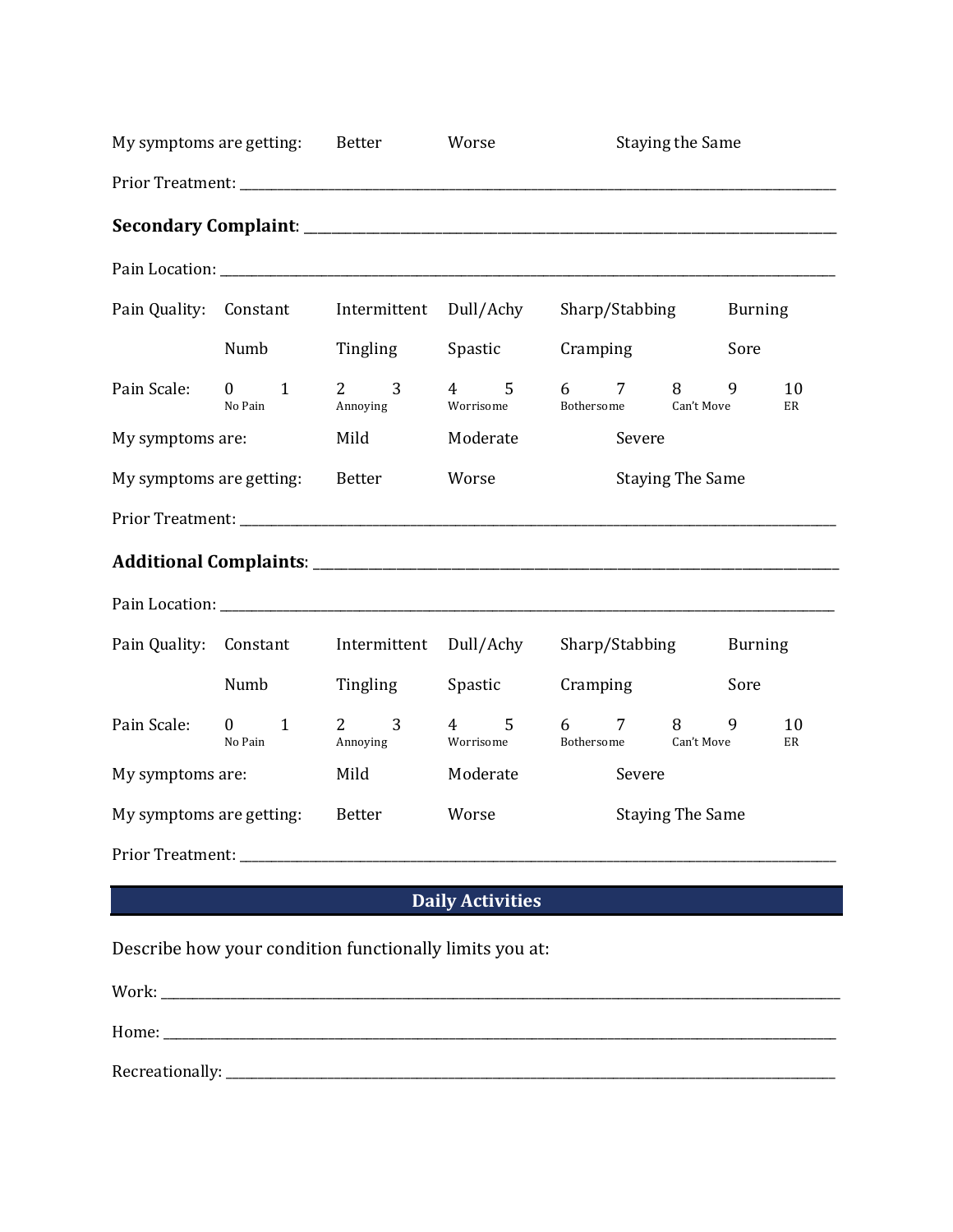My symptoms are getting: Better Worse Staying the Same

Prior Treatment: ___________________________________________________________________________

**Secondary Complaint**: ______________________________________________________________________

Pain Location: ____________________________________________________________________________

| Pain Quality: | Constant | Intermittent | Dull/Achy | Sharp/Stabbing | Burning |
|---|---|---|---|---|---|
| | Numb | Tingling | Spastic | Cramping | Sore |

| Pain Scale: | 0 | 1 | 2 | 3 | 4 | 5 | 6 | 7 | 8 | 9 | 10 |
|---|---|---|---|---|---|---|---|---|---|---|---|
| | No Pain | | Annoying | | Worrisome | | Bothersome | | Can't Move | | ER |

My symptoms are: Mild Moderate Severe

My symptoms are getting: Better Worse Staying The Same

Prior Treatment: ___________________________________________________________________________

**Additional Complaints**: ____________________________________________________________________

Pain Location: ____________________________________________________________________________

| Pain Quality: | Constant | Intermittent | Dull/Achy | Sharp/Stabbing | Burning |
|---|---|---|---|---|---|
| | Numb | Tingling | Spastic | Cramping | Sore |

| Pain Scale: | 0 | 1 | 2 | 3 | 4 | 5 | 6 | 7 | 8 | 9 | 10 |
|---|---|---|---|---|---|---|---|---|---|---|---|
| | No Pain | | Annoying | | Worrisome | | Bothersome | | Can't Move | | ER |

My symptoms are: Mild Moderate Severe

My symptoms are getting: Better Worse Staying The Same

Prior Treatment: ___________________________________________________________________________

## Daily Activities

Describe how your condition functionally limits you at:

Work: _____________________________________________________________________________________

Home: _____________________________________________________________________________________

Recreationally: _____________________________________________________________________________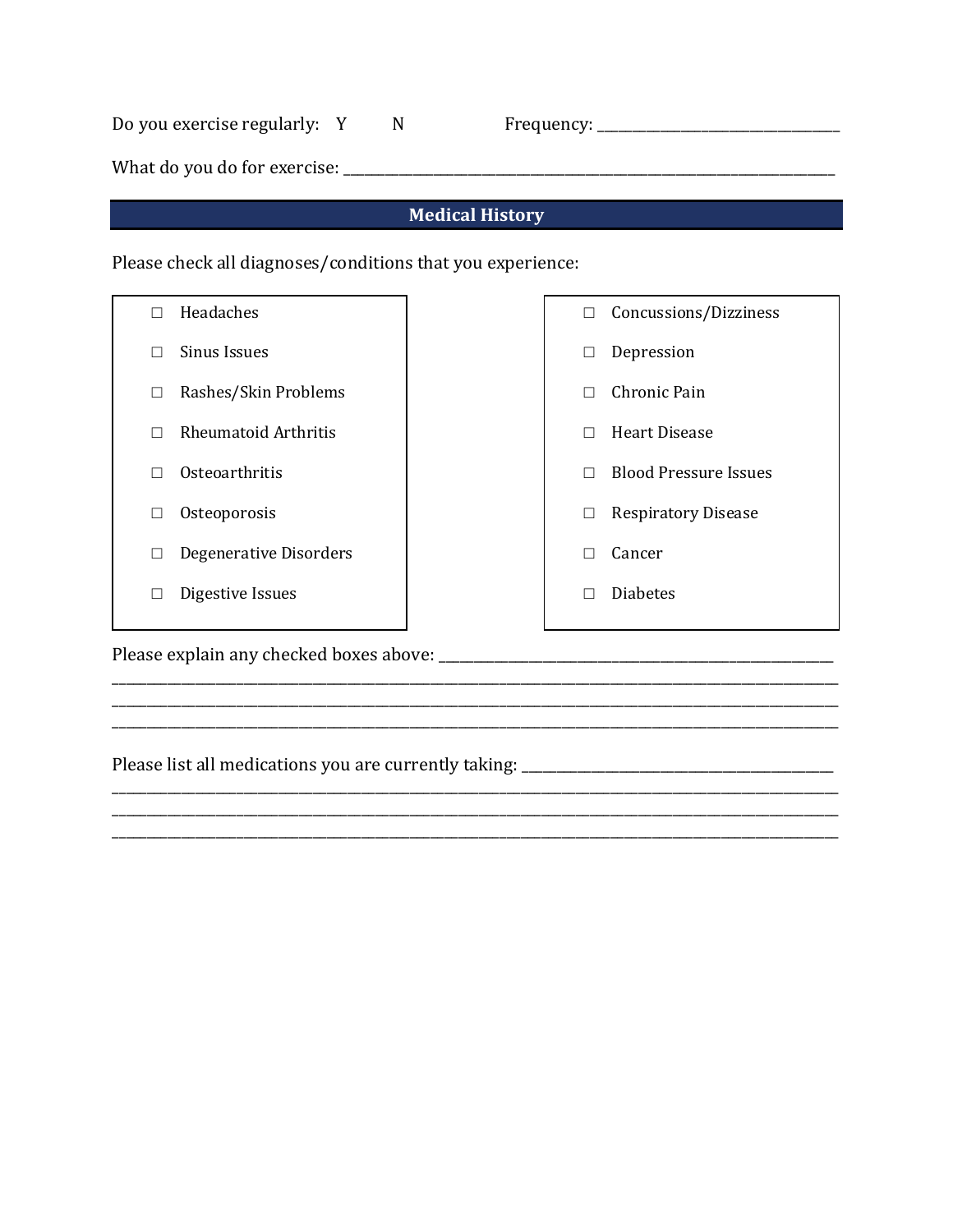Do you exercise regularly: Y N Frequency: ______________________________

What do you do for exercise: ______________________________________________________________

## Medical History

Please check all diagnoses/conditions that you experience:

- ☐ Headaches
- ☐ Sinus Issues
- ☐ Rashes/Skin Problems
- ☐ Rheumatoid Arthritis
- ☐ Osteoarthritis
- ☐ Osteoporosis
- ☐ Degenerative Disorders
- ☐ Digestive Issues

- ☐ Concussions/Dizziness
- ☐ Depression
- ☐ Chronic Pain
- ☐ Heart Disease
- ☐ Blood Pressure Issues
- ☐ Respiratory Disease
- ☐ Cancer
- ☐ Diabetes

Please explain any checked boxes above: ______________________________________________
_____________________________________________________________________________________
_____________________________________________________________________________________
_____________________________________________________________________________________

Please list all medications you are currently taking: ____________________________________
_____________________________________________________________________________________
_____________________________________________________________________________________
_____________________________________________________________________________________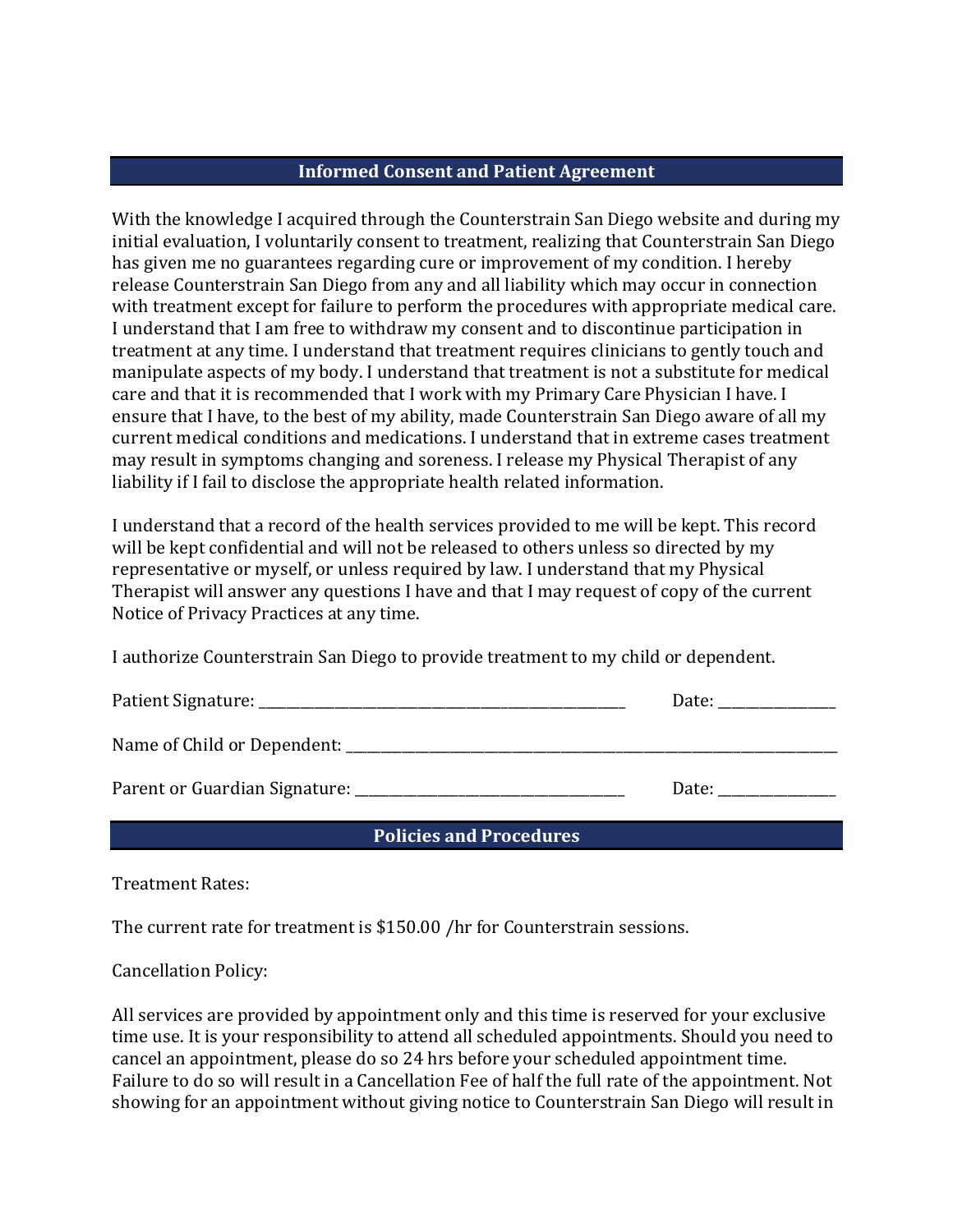## Informed Consent and Patient Agreement

With the knowledge I acquired through the Counterstrain San Diego website and during my initial evaluation, I voluntarily consent to treatment, realizing that Counterstrain San Diego has given me no guarantees regarding cure or improvement of my condition. I hereby release Counterstrain San Diego from any and all liability which may occur in connection with treatment except for failure to perform the procedures with appropriate medical care. I understand that I am free to withdraw my consent and to discontinue participation in treatment at any time. I understand that treatment requires clinicians to gently touch and manipulate aspects of my body. I understand that treatment is not a substitute for medical care and that it is recommended that I work with my Primary Care Physician I have. I ensure that I have, to the best of my ability, made Counterstrain San Diego aware of all my current medical conditions and medications. I understand that in extreme cases treatment may result in symptoms changing and soreness. I release my Physical Therapist of any liability if I fail to disclose the appropriate health related information.

I understand that a record of the health services provided to me will be kept. This record will be kept confidential and will not be released to others unless so directed by my representative or myself, or unless required by law. I understand that my Physical Therapist will answer any questions I have and that I may request of copy of the current Notice of Privacy Practices at any time.

I authorize Counterstrain San Diego to provide treatment to my child or dependent.

Patient Signature: ______________________________________________ Date: _______________

Name of Child or Dependent: ______________________________________________________________

Parent or Guardian Signature: ___________________________________ Date: _______________

## Policies and Procedures

Treatment Rates:

The current rate for treatment is $150.00 /hr for Counterstrain sessions.

Cancellation Policy:

All services are provided by appointment only and this time is reserved for your exclusive time use. It is your responsibility to attend all scheduled appointments. Should you need to cancel an appointment, please do so 24 hrs before your scheduled appointment time. Failure to do so will result in a Cancellation Fee of half the full rate of the appointment. Not showing for an appointment without giving notice to Counterstrain San Diego will result in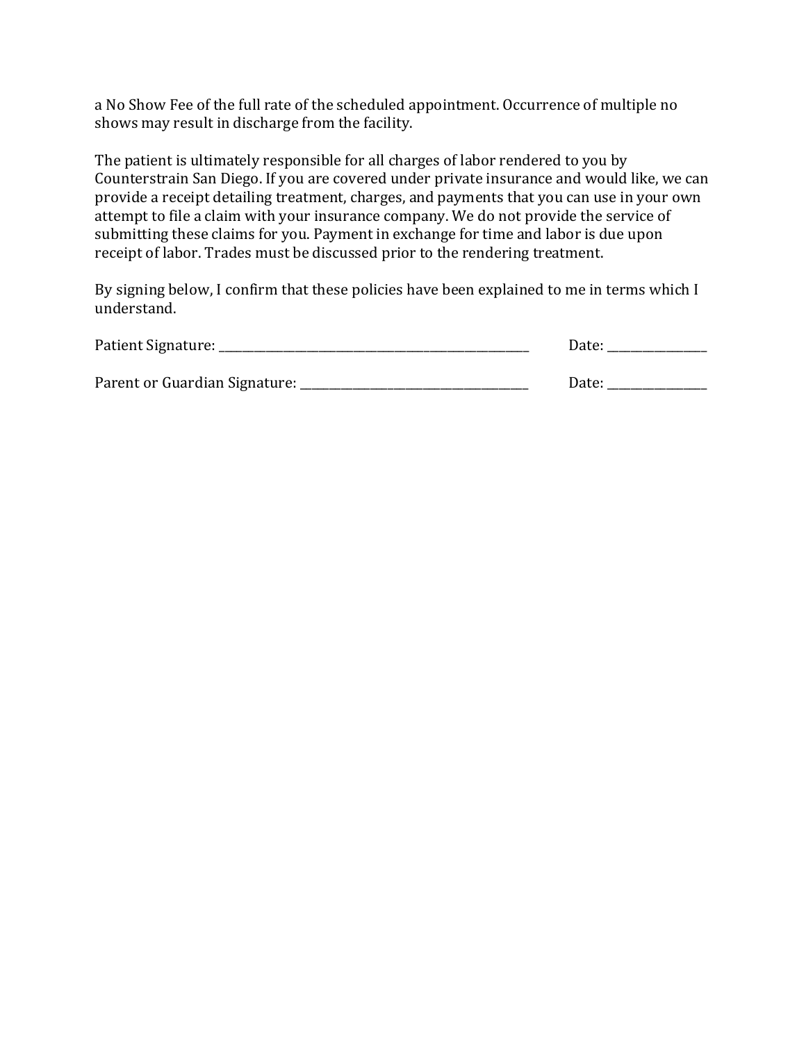a No Show Fee of the full rate of the scheduled appointment. Occurrence of multiple no shows may result in discharge from the facility.

The patient is ultimately responsible for all charges of labor rendered to you by Counterstrain San Diego. If you are covered under private insurance and would like, we can provide a receipt detailing treatment, charges, and payments that you can use in your own attempt to file a claim with your insurance company. We do not provide the service of submitting these claims for you. Payment in exchange for time and labor is due upon receipt of labor. Trades must be discussed prior to the rendering treatment.

By signing below, I confirm that these policies have been explained to me in terms which I understand.

Patient Signature: ________________________________________________ Date: _______________

Parent or Guardian Signature: ___________________________________ Date: _______________